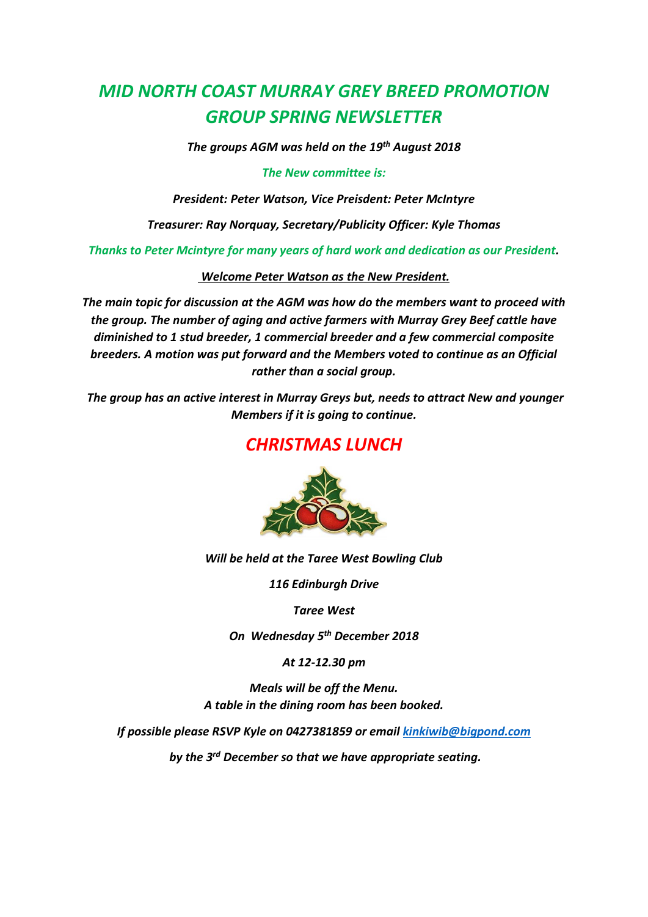# *MID NORTH COAST MURRAY GREY BREED PROMOTION GROUP SPRING NEWSLETTER*

***The groups AGM was held on the 19th August 2018***

***The New committee is:***

***President: Peter Watson, Vice Preisdent: Peter McIntyre***

***Treasurer: Ray Norquay, Secretary/Publicity Officer: Kyle Thomas***

***Thanks to Peter Mcintyre for many years of hard work and dedication as our President.***

***Welcome Peter Watson as the New President.***

***The main topic for discussion at the AGM was how do the members want to proceed with the group. The number of aging and active farmers with Murray Grey Beef cattle have diminished to 1 stud breeder, 1 commercial breeder and a few commercial composite breeders. A motion was put forward and the Members voted to continue as an Official rather than a social group.***

***The group has an active interest in Murray Greys but, needs to attract New and younger Members if it is going to continue.***

## *CHRISTMAS LUNCH*

***Will be held at the Taree West Bowling Club***

***116 Edinburgh Drive***

***Taree West***

***On Wednesday 5th December 2018***

***At 12-12.30 pm***

***Meals will be off the Menu.***
***A table in the dining room has been booked.***

***If possible please RSVP Kyle on 0427381859 or email kinkiwib@bigpond.com***

***by the 3rd December so that we have appropriate seating.***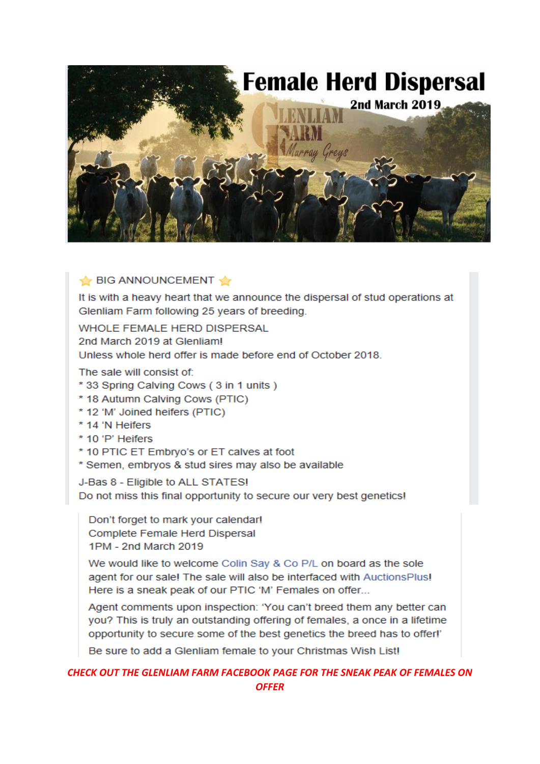# Female Herd Dispersal

2nd March 2019

GLENLIAM FARM
Murray Greys

⭐ BIG ANNOUNCEMENT ⭐

It is with a heavy heart that we announce the dispersal of stud operations at Glenliam Farm following 25 years of breeding.

WHOLE FEMALE HERD DISPERSAL
2nd March 2019 at Glenliam!
Unless whole herd offer is made before end of October 2018.

The sale will consist of:
* 33 Spring Calving Cows ( 3 in 1 units )
* 18 Autumn Calving Cows (PTIC)
* 12 'M' Joined heifers (PTIC)
* 14 'N Heifers
* 10 'P' Heifers
* 10 PTIC ET Embryo's or ET calves at foot
* Semen, embryos & stud sires may also be available

J-Bas 8 - Eligible to ALL STATES!
Do not miss this final opportunity to secure our very best genetics!

Don't forget to mark your calendar!
Complete Female Herd Dispersal
1PM - 2nd March 2019

We would like to welcome Colin Say & Co P/L on board as the sole agent for our sale! The sale will also be interfaced with AuctionsPlus!
Here is a sneak peak of our PTIC 'M' Females on offer...

Agent comments upon inspection: 'You can't breed them any better can you? This is truly an outstanding offering of females, a once in a lifetime opportunity to secure some of the best genetics the breed has to offer!'

Be sure to add a Glenliam female to your Christmas Wish List!

***CHECK OUT THE GLENLIAM FARM FACEBOOK PAGE FOR THE SNEAK PEAK OF FEMALES ON OFFER***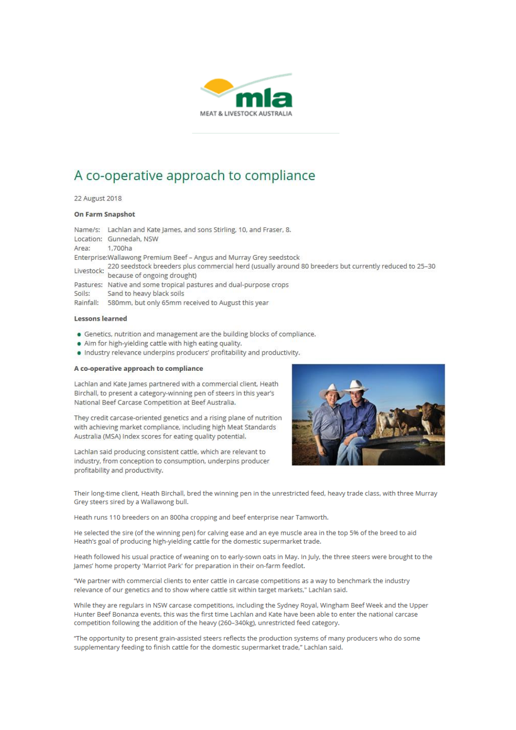# A co-operative approach to compliance

22 August 2018

**On Farm Snapshot**

Name/s: Lachlan and Kate James, and sons Stirling, 10, and Fraser, 8.
Location: Gunnedah, NSW
Area: 1,700ha
Enterprise: Wallawong Premium Beef – Angus and Murray Grey seedstock
Livestock: 220 seedstock breeders plus commercial herd (usually around 80 breeders but currently reduced to 25–30 because of ongoing drought)
Pastures: Native and some tropical pastures and dual-purpose crops
Soils: Sand to heavy black soils
Rainfall: 580mm, but only 65mm received to August this year

**Lessons learned**

- Genetics, nutrition and management are the building blocks of compliance.
- Aim for high-yielding cattle with high eating quality.
- Industry relevance underpins producers' profitability and productivity.

**A co-operative approach to compliance**

Lachlan and Kate James partnered with a commercial client, Heath Birchall, to present a category-winning pen of steers in this year's National Beef Carcase Competition at Beef Australia.

They credit carcase-oriented genetics and a rising plane of nutrition with achieving market compliance, including high Meat Standards Australia (MSA) Index scores for eating quality potential.

Lachlan said producing consistent cattle, which are relevant to industry, from conception to consumption, underpins producer profitability and productivity.

Their long-time client, Heath Birchall, bred the winning pen in the unrestricted feed, heavy trade class, with three Murray Grey steers sired by a Wallawong bull.

Heath runs 110 breeders on an 800ha cropping and beef enterprise near Tamworth.

He selected the sire (of the winning pen) for calving ease and an eye muscle area in the top 5% of the breed to aid Heath's goal of producing high-yielding cattle for the domestic supermarket trade.

Heath followed his usual practice of weaning on to early-sown oats in May. In July, the three steers were brought to the James' home property 'Marriot Park' for preparation in their on-farm feedlot.

"We partner with commercial clients to enter cattle in carcase competitions as a way to benchmark the industry relevance of our genetics and to show where cattle sit within target markets," Lachlan said.

While they are regulars in NSW carcase competitions, including the Sydney Royal, Wingham Beef Week and the Upper Hunter Beef Bonanza events, this was the first time Lachlan and Kate have been able to enter the national carcase competition following the addition of the heavy (260–340kg), unrestricted feed category.

"The opportunity to present grain-assisted steers reflects the production systems of many producers who do some supplementary feeding to finish cattle for the domestic supermarket trade," Lachlan said.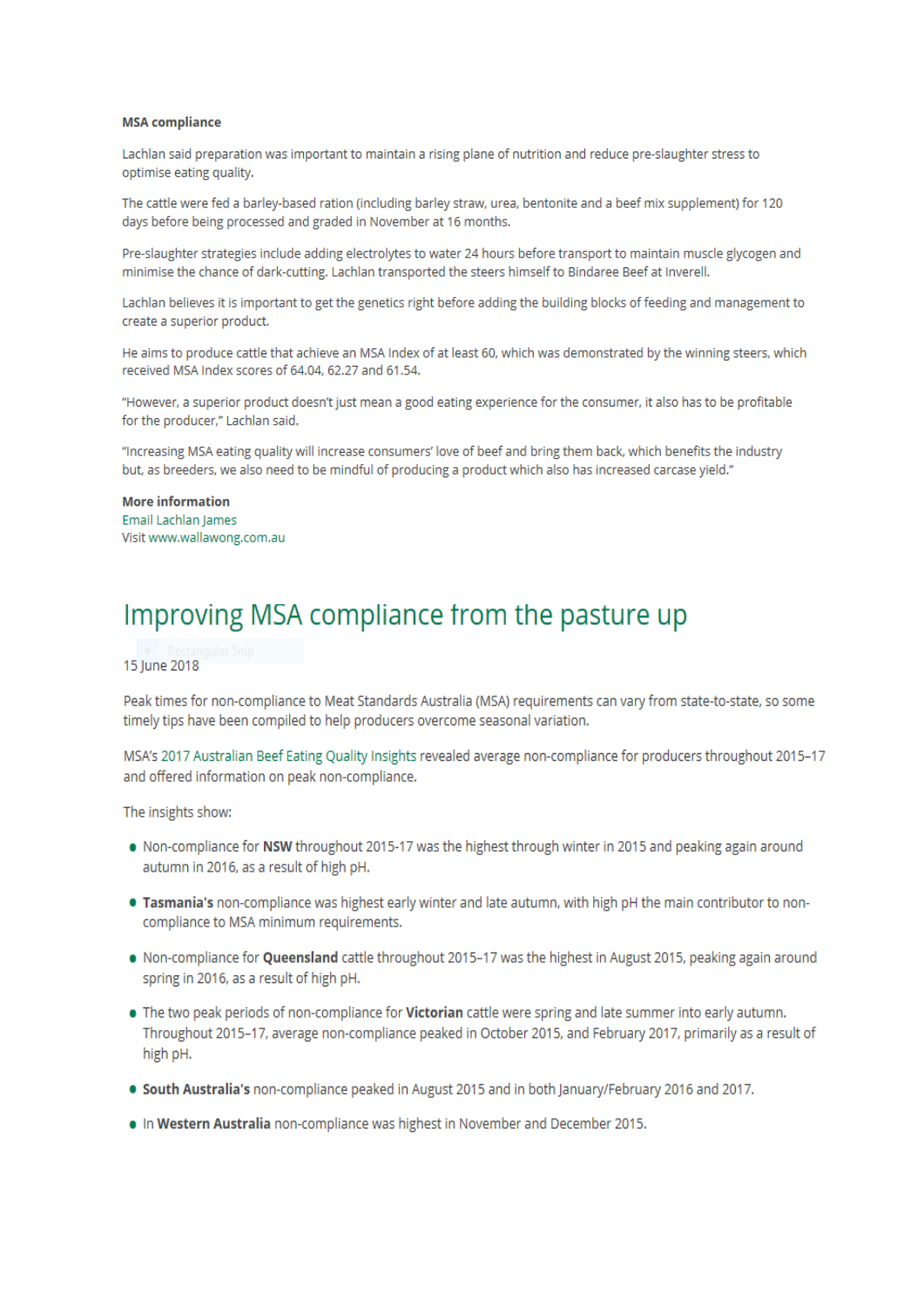### MSA compliance

Lachlan said preparation was important to maintain a rising plane of nutrition and reduce pre-slaughter stress to optimise eating quality.

The cattle were fed a barley-based ration (including barley straw, urea, bentonite and a beef mix supplement) for 120 days before being processed and graded in November at 16 months.

Pre-slaughter strategies include adding electrolytes to water 24 hours before transport to maintain muscle glycogen and minimise the chance of dark-cutting. Lachlan transported the steers himself to Bindaree Beef at Inverell.

Lachlan believes it is important to get the genetics right before adding the building blocks of feeding and management to create a superior product.

He aims to produce cattle that achieve an MSA Index of at least 60, which was demonstrated by the winning steers, which received MSA Index scores of 64.04, 62.27 and 61.54.

"However, a superior product doesn't just mean a good eating experience for the consumer, it also has to be profitable for the producer," Lachlan said.

"Increasing MSA eating quality will increase consumers' love of beef and bring them back, which benefits the industry but, as breeders, we also need to be mindful of producing a product which also has increased carcase yield."

**More information**
Email Lachlan James
Visit www.wallawong.com.au

# Improving MSA compliance from the pasture up

15 June 2018

Peak times for non-compliance to Meat Standards Australia (MSA) requirements can vary from state-to-state, so some timely tips have been compiled to help producers overcome seasonal variation.

MSA's 2017 Australian Beef Eating Quality Insights revealed average non-compliance for producers throughout 2015–17 and offered information on peak non-compliance.

The insights show:

- Non-compliance for **NSW** throughout 2015-17 was the highest through winter in 2015 and peaking again around autumn in 2016, as a result of high pH.
- **Tasmania's** non-compliance was highest early winter and late autumn, with high pH the main contributor to non-compliance to MSA minimum requirements.
- Non-compliance for **Queensland** cattle throughout 2015–17 was the highest in August 2015, peaking again around spring in 2016, as a result of high pH.
- The two peak periods of non-compliance for **Victorian** cattle were spring and late summer into early autumn. Throughout 2015–17, average non-compliance peaked in October 2015, and February 2017, primarily as a result of high pH.
- **South Australia's** non-compliance peaked in August 2015 and in both January/February 2016 and 2017.
- In **Western Australia** non-compliance was highest in November and December 2015.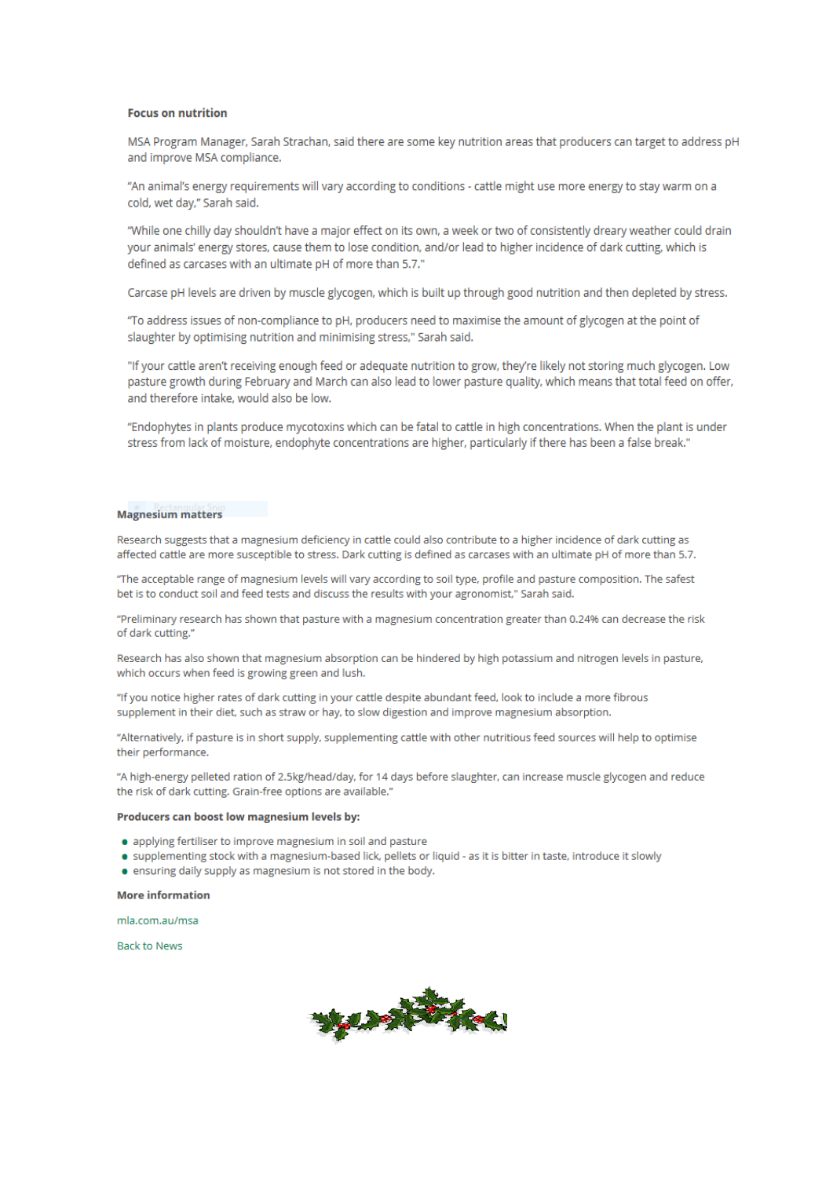**Focus on nutrition**

MSA Program Manager, Sarah Strachan, said there are some key nutrition areas that producers can target to address pH and improve MSA compliance.

"An animal's energy requirements will vary according to conditions - cattle might use more energy to stay warm on a cold, wet day," Sarah said.

"While one chilly day shouldn't have a major effect on its own, a week or two of consistently dreary weather could drain your animals' energy stores, cause them to lose condition, and/or lead to higher incidence of dark cutting, which is defined as carcases with an ultimate pH of more than 5.7."

Carcase pH levels are driven by muscle glycogen, which is built up through good nutrition and then depleted by stress.

"To address issues of non-compliance to pH, producers need to maximise the amount of glycogen at the point of slaughter by optimising nutrition and minimising stress," Sarah said.

"If your cattle aren't receiving enough feed or adequate nutrition to grow, they're likely not storing much glycogen. Low pasture growth during February and March can also lead to lower pasture quality, which means that total feed on offer, and therefore intake, would also be low.

"Endophytes in plants produce mycotoxins which can be fatal to cattle in high concentrations. When the plant is under stress from lack of moisture, endophyte concentrations are higher, particularly if there has been a false break."

**Magnesium matters**

Research suggests that a magnesium deficiency in cattle could also contribute to a higher incidence of dark cutting as affected cattle are more susceptible to stress. Dark cutting is defined as carcases with an ultimate pH of more than 5.7.

"The acceptable range of magnesium levels will vary according to soil type, profile and pasture composition. The safest bet is to conduct soil and feed tests and discuss the results with your agronomist," Sarah said.

"Preliminary research has shown that pasture with a magnesium concentration greater than 0.24% can decrease the risk of dark cutting."

Research has also shown that magnesium absorption can be hindered by high potassium and nitrogen levels in pasture, which occurs when feed is growing green and lush.

"If you notice higher rates of dark cutting in your cattle despite abundant feed, look to include a more fibrous supplement in their diet, such as straw or hay, to slow digestion and improve magnesium absorption.

"Alternatively, if pasture is in short supply, supplementing cattle with other nutritious feed sources will help to optimise their performance.

"A high-energy pelleted ration of 2.5kg/head/day, for 14 days before slaughter, can increase muscle glycogen and reduce the risk of dark cutting. Grain-free options are available."

**Producers can boost low magnesium levels by:**

- applying fertiliser to improve magnesium in soil and pasture
- supplementing stock with a magnesium-based lick, pellets or liquid - as it is bitter in taste, introduce it slowly
- ensuring daily supply as magnesium is not stored in the body.

**More information**

mla.com.au/msa

Back to News